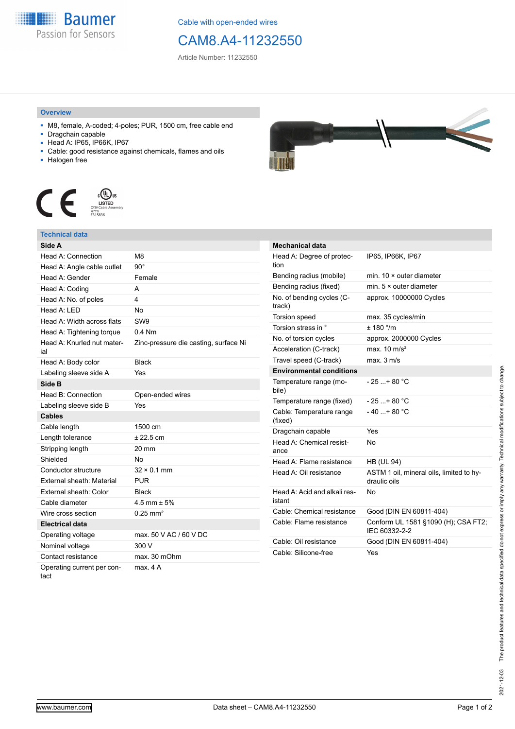Cable with open-ended wires

# CAM8.A4-11232550

Article Number: 11232550

## Overview

- M8, female, A-coded; 4-poles; PUR, 1500 cm, free cable end
- Dragchain capable
- Head A: IP65, IP66K, IP67
- Cable: good resistance against chemicals, flames and oils
- Halogen free

## Technical data

| Side A | |
|---|---|
| Head A: Connection | M8 |
| Head A: Angle cable outlet | 90° |
| Head A: Gender | Female |
| Head A: Coding | A |
| Head A: No. of poles | 4 |
| Head A: LED | No |
| Head A: Width across flats | SW9 |
| Head A: Tightening torque | 0.4 Nm |
| Head A: Knurled nut material | Zinc-pressure die casting, surface Ni |
| Head A: Body color | Black |
| Labeling sleeve side A | Yes |
| **Side B** | |
| Head B: Connection | Open-ended wires |
| Labeling sleeve side B | Yes |
| **Cables** | |
| Cable length | 1500 cm |
| Length tolerance | ± 22.5 cm |
| Stripping length | 20 mm |
| Shielded | No |
| Conductor structure | 32 × 0.1 mm |
| External sheath: Material | PUR |
| External sheath: Color | Black |
| Cable diameter | 4.5 mm ± 5% |
| Wire cross section | 0.25 mm² |
| **Electrical data** | |
| Operating voltage | max. 50 V AC / 60 V DC |
| Nominal voltage | 300 V |
| Contact resistance | max. 30 mOhm |
| Operating current per contact | max. 4 A |

| Mechanical data | |
|---|---|
| Head A: Degree of protection | IP65, IP66K, IP67 |
| Bending radius (mobile) | min. 10 × outer diameter |
| Bending radius (fixed) | min. 5 × outer diameter |
| No. of bending cycles (C-track) | approx. 10000000 Cycles |
| Torsion speed | max. 35 cycles/min |
| Torsion stress in ° | ± 180 °/m |
| No. of torsion cycles | approx. 2000000 Cycles |
| Acceleration (C-track) | max. 10 m/s² |
| Travel speed (C-track) | max. 3 m/s |
| **Environmental conditions** | |
| Temperature range (mobile) | - 25 ...+ 80 °C |
| Temperature range (fixed) | - 25 ...+ 80 °C |
| Cable: Temperature range (fixed) | - 40 ...+ 80 °C |
| Dragchain capable | Yes |
| Head A: Chemical resistance | No |
| Head A: Flame resistance | HB (UL 94) |
| Head A: Oil resistance | ASTM 1 oil, mineral oils, limited to hydraulic oils |
| Head A: Acid and alkali resistant | No |
| Cable: Chemical resistance | Good (DIN EN 60811-404) |
| Cable: Flame resistance | Conform UL 1581 §1090 (H); CSA FT2; IEC 60332-2-2 |
| Cable: Oil resistance | Good (DIN EN 60811-404) |
| Cable: Silicone-free | Yes |

2021-12-03 The product features and technical data specified do not express or imply any warranty. Technical modifications subject to change.

www.baumer.com Data sheet – CAM8.A4-11232550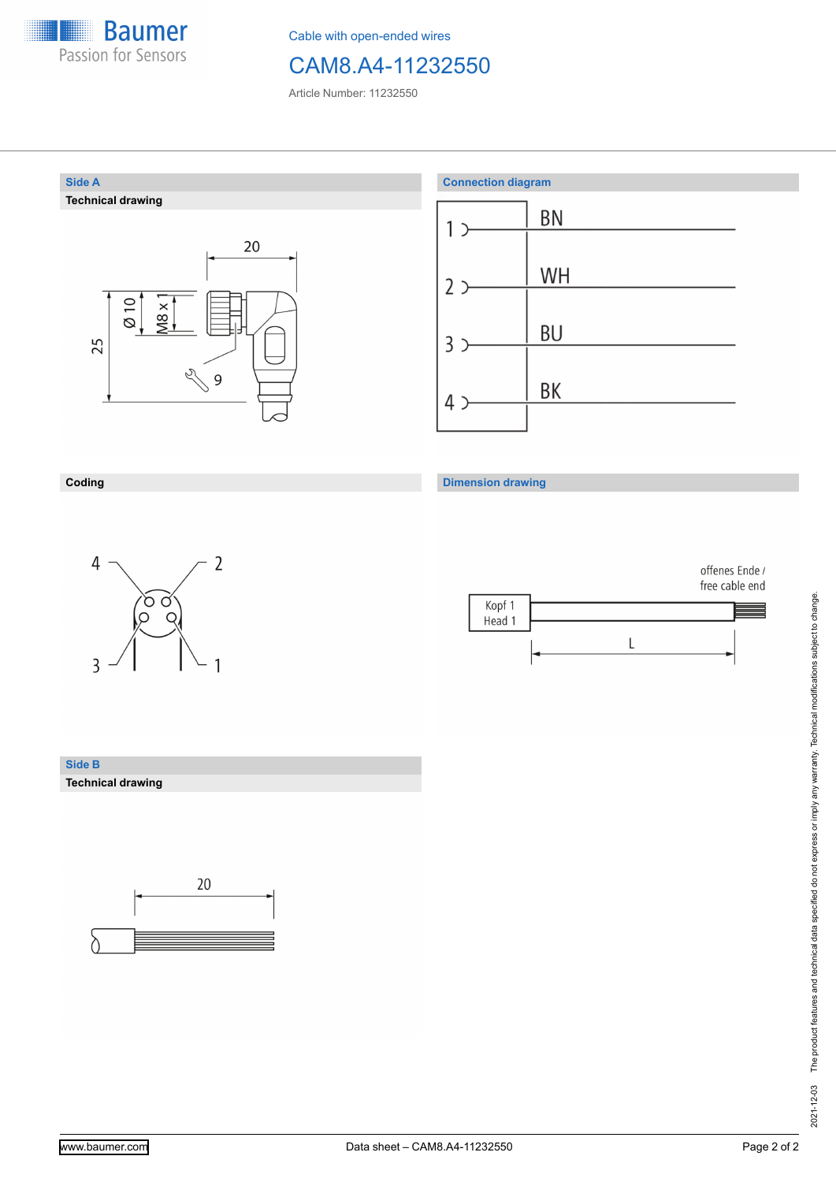Cable with open-ended wires

# CAM8.A4-11232550

Article Number: 11232550

## Side A

### Technical drawing

20

Ø 10

M8 x 1

25

9

## Connection diagram

1 BN

2 WH

3 BU

4 BK

### Coding

4 2

3 1

## Dimension drawing

offenes Ende / free cable end

Kopf 1 Head 1

L

## Side B

### Technical drawing

20

The product features and technical data specified do not express or imply any warranty. Technical modifications subject to change.

2021-12-03

www.baumer.com

Data sheet – CAM8.A4-11232550